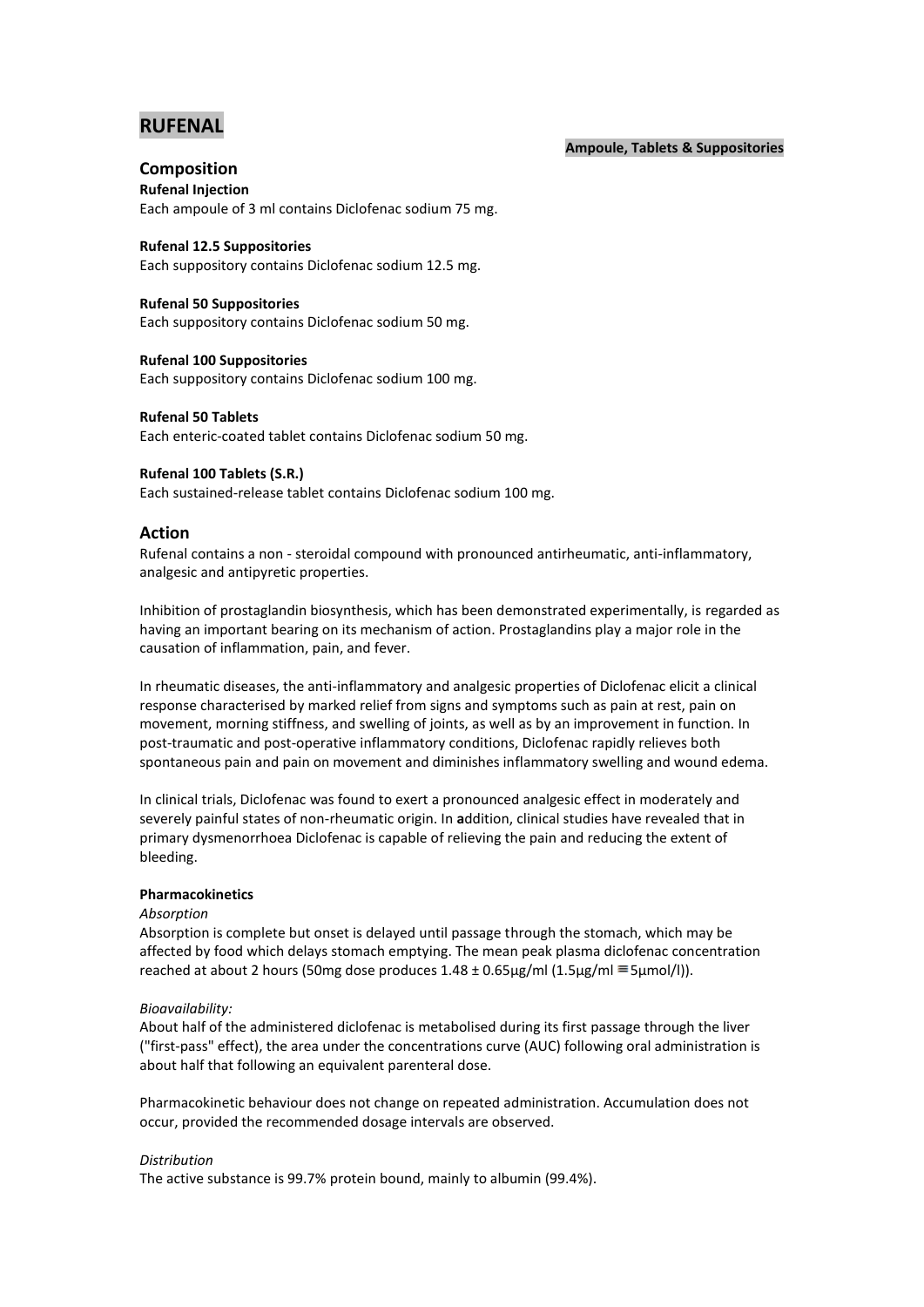# RUFENAL

**Ampoule, Tablets & Suppositories**

## Composition

**Rufenal Injection**
Each ampoule of 3 ml contains Diclofenac sodium 75 mg.

**Rufenal 12.5 Suppositories**
Each suppository contains Diclofenac sodium 12.5 mg.

**Rufenal 50 Suppositories**
Each suppository contains Diclofenac sodium 50 mg.

**Rufenal 100 Suppositories**
Each suppository contains Diclofenac sodium 100 mg.

**Rufenal 50 Tablets**
Each enteric-coated tablet contains Diclofenac sodium 50 mg.

**Rufenal 100 Tablets (S.R.)**
Each sustained-release tablet contains Diclofenac sodium 100 mg.

## Action

Rufenal contains a non - steroidal compound with pronounced antirheumatic, anti-inflammatory, analgesic and antipyretic properties.

Inhibition of prostaglandin biosynthesis, which has been demonstrated experimentally, is regarded as having an important bearing on its mechanism of action. Prostaglandins play a major role in the causation of inflammation, pain, and fever.

In rheumatic diseases, the anti-inflammatory and analgesic properties of Diclofenac elicit a clinical response characterised by marked relief from signs and symptoms such as pain at rest, pain on movement, morning stiffness, and swelling of joints, as well as by an improvement in function. In post-traumatic and post-operative inflammatory conditions, Diclofenac rapidly relieves both spontaneous pain and pain on movement and diminishes inflammatory swelling and wound edema.

In clinical trials, Diclofenac was found to exert a pronounced analgesic effect in moderately and severely painful states of non-rheumatic origin. In **a**ddition, clinical studies have revealed that in primary dysmenorrhoea Diclofenac is capable of relieving the pain and reducing the extent of bleeding.

**Pharmacokinetics**

*Absorption*

Absorption is complete but onset is delayed until passage through the stomach, which may be affected by food which delays stomach emptying. The mean peak plasma diclofenac concentration reached at about 2 hours (50mg dose produces $1.48 \pm 0.65$µg/ml (1.5µg/ml $\equiv$ 5µmol/l)).

*Bioavailability:*

About half of the administered diclofenac is metabolised during its first passage through the liver ("first-pass" effect), the area under the concentrations curve (AUC) following oral administration is about half that following an equivalent parenteral dose.

Pharmacokinetic behaviour does not change on repeated administration. Accumulation does not occur, provided the recommended dosage intervals are observed.

*Distribution*

The active substance is 99.7% protein bound, mainly to albumin (99.4%).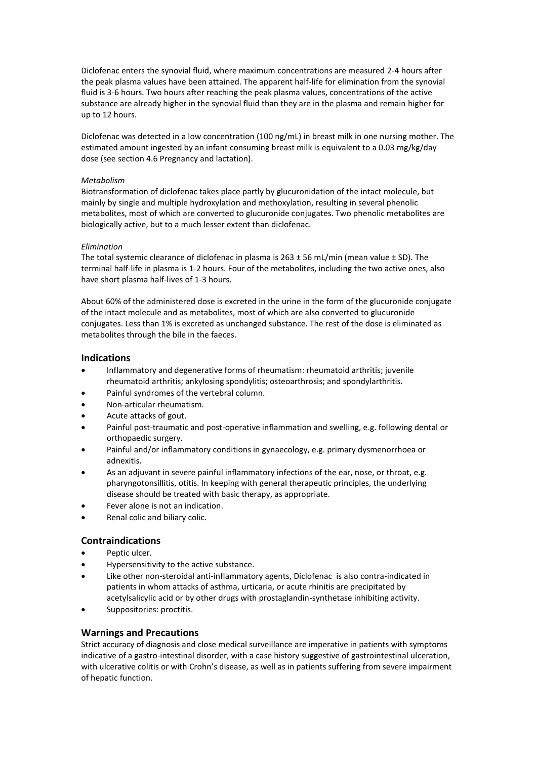Diclofenac enters the synovial fluid, where maximum concentrations are measured 2-4 hours after the peak plasma values have been attained. The apparent half-life for elimination from the synovial fluid is 3-6 hours. Two hours after reaching the peak plasma values, concentrations of the active substance are already higher in the synovial fluid than they are in the plasma and remain higher for up to 12 hours.

Diclofenac was detected in a low concentration (100 ng/mL) in breast milk in one nursing mother. The estimated amount ingested by an infant consuming breast milk is equivalent to a 0.03 mg/kg/day dose (see section 4.6 Pregnancy and lactation).

*Metabolism*

Biotransformation of diclofenac takes place partly by glucuronidation of the intact molecule, but mainly by single and multiple hydroxylation and methoxylation, resulting in several phenolic metabolites, most of which are converted to glucuronide conjugates. Two phenolic metabolites are biologically active, but to a much lesser extent than diclofenac.

*Elimination*

The total systemic clearance of diclofenac in plasma is 263 ± 56 mL/min (mean value ± SD). The terminal half-life in plasma is 1-2 hours. Four of the metabolites, including the two active ones, also have short plasma half-lives of 1-3 hours.

About 60% of the administered dose is excreted in the urine in the form of the glucuronide conjugate of the intact molecule and as metabolites, most of which are also converted to glucuronide conjugates. Less than 1% is excreted as unchanged substance. The rest of the dose is eliminated as metabolites through the bile in the faeces.

## Indications

- Inflammatory and degenerative forms of rheumatism: rheumatoid arthritis; juvenile rheumatoid arthritis; ankylosing spondylitis; osteoarthrosis; and spondylarthritis.
- Painful syndromes of the vertebral column.
- Non-articular rheumatism.
- Acute attacks of gout.
- Painful post-traumatic and post-operative inflammation and swelling, e.g. following dental or orthopaedic surgery.
- Painful and/or inflammatory conditions in gynaecology, e.g. primary dysmenorrhoea or adnexitis.
- As an adjuvant in severe painful inflammatory infections of the ear, nose, or throat, e.g. pharyngotonsillitis, otitis. In keeping with general therapeutic principles, the underlying disease should be treated with basic therapy, as appropriate.
- Fever alone is not an indication.
- Renal colic and biliary colic.

## Contraindications

- Peptic ulcer.
- Hypersensitivity to the active substance.
- Like other non-steroidal anti-inflammatory agents, Diclofenac is also contra-indicated in patients in whom attacks of asthma, urticaria, or acute rhinitis are precipitated by acetylsalicylic acid or by other drugs with prostaglandin-synthetase inhibiting activity.
- Suppositories: proctitis.

## Warnings and Precautions

Strict accuracy of diagnosis and close medical surveillance are imperative in patients with symptoms indicative of a gastro-intestinal disorder, with a case history suggestive of gastrointestinal ulceration, with ulcerative colitis or with Crohn's disease, as well as in patients suffering from severe impairment of hepatic function.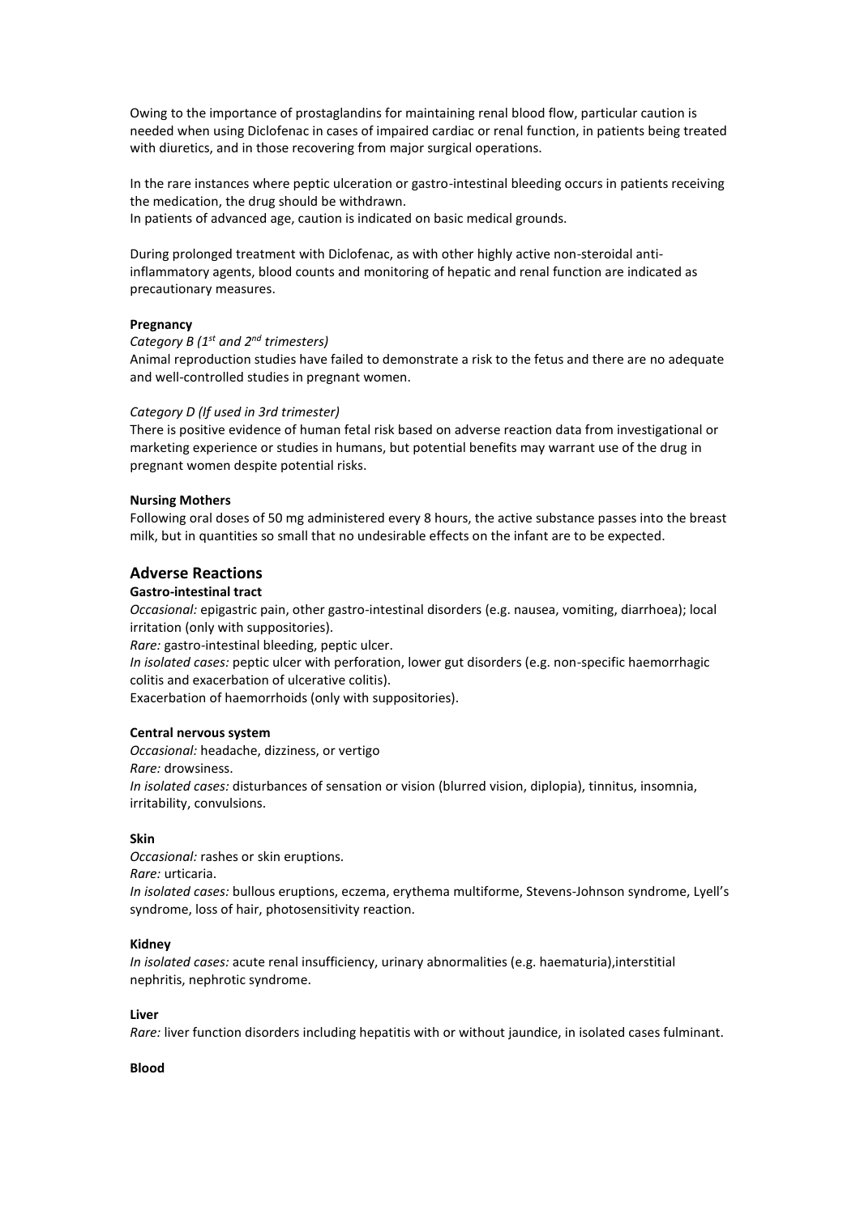Owing to the importance of prostaglandins for maintaining renal blood flow, particular caution is needed when using Diclofenac in cases of impaired cardiac or renal function, in patients being treated with diuretics, and in those recovering from major surgical operations.

In the rare instances where peptic ulceration or gastro-intestinal bleeding occurs in patients receiving the medication, the drug should be withdrawn.
In patients of advanced age, caution is indicated on basic medical grounds.

During prolonged treatment with Diclofenac, as with other highly active non-steroidal anti-inflammatory agents, blood counts and monitoring of hepatic and renal function are indicated as precautionary measures.

**Pregnancy**

*Category B (1st and 2nd trimesters)*
Animal reproduction studies have failed to demonstrate a risk to the fetus and there are no adequate and well-controlled studies in pregnant women.

*Category D (If used in 3rd trimester)*
There is positive evidence of human fetal risk based on adverse reaction data from investigational or marketing experience or studies in humans, but potential benefits may warrant use of the drug in pregnant women despite potential risks.

**Nursing Mothers**

Following oral doses of 50 mg administered every 8 hours, the active substance passes into the breast milk, but in quantities so small that no undesirable effects on the infant are to be expected.

## Adverse Reactions

**Gastro-intestinal tract**

*Occasional:* epigastric pain, other gastro-intestinal disorders (e.g. nausea, vomiting, diarrhoea); local irritation (only with suppositories).
*Rare:* gastro-intestinal bleeding, peptic ulcer.
*In isolated cases:* peptic ulcer with perforation, lower gut disorders (e.g. non-specific haemorrhagic colitis and exacerbation of ulcerative colitis).
Exacerbation of haemorrhoids (only with suppositories).

**Central nervous system**

*Occasional:* headache, dizziness, or vertigo
*Rare:* drowsiness.
*In isolated cases:* disturbances of sensation or vision (blurred vision, diplopia), tinnitus, insomnia, irritability, convulsions.

**Skin**

*Occasional:* rashes or skin eruptions.
*Rare:* urticaria.
*In isolated cases:* bullous eruptions, eczema, erythema multiforme, Stevens-Johnson syndrome, Lyell's syndrome, loss of hair, photosensitivity reaction.

**Kidney**

*In isolated cases:* acute renal insufficiency, urinary abnormalities (e.g. haematuria),interstitial nephritis, nephrotic syndrome.

**Liver**

*Rare:* liver function disorders including hepatitis with or without jaundice, in isolated cases fulminant.

**Blood**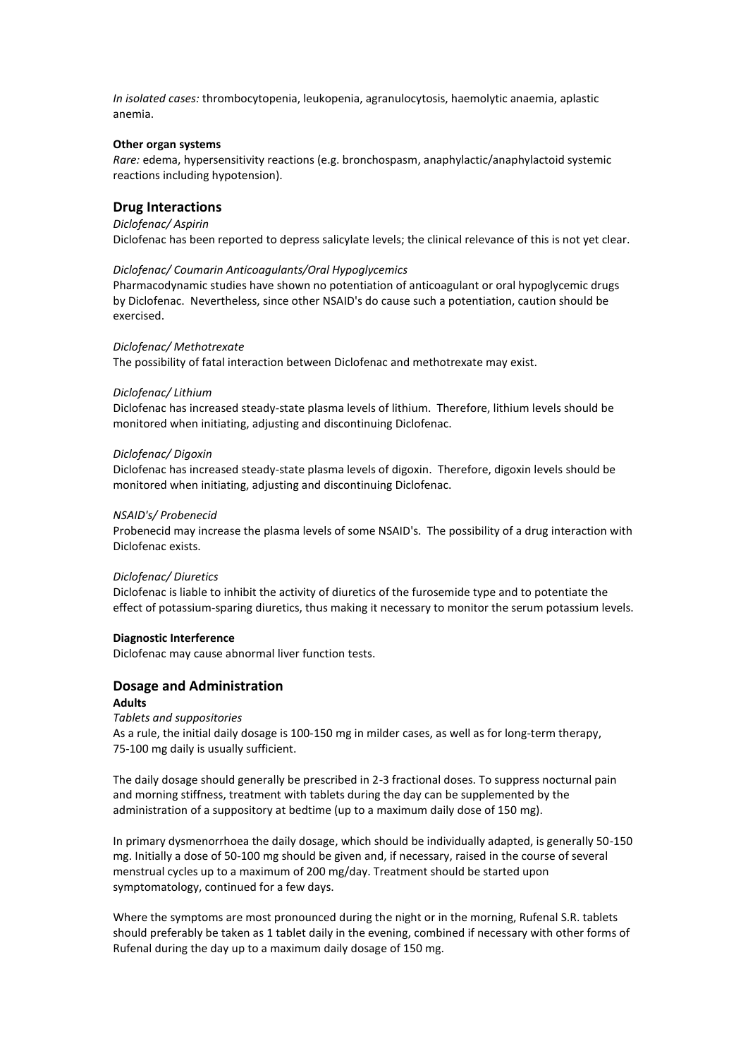*In isolated cases:* thrombocytopenia, leukopenia, agranulocytosis, haemolytic anaemia, aplastic anemia.

**Other organ systems**

*Rare:* edema, hypersensitivity reactions (e.g. bronchospasm, anaphylactic/anaphylactoid systemic reactions including hypotension).

## Drug Interactions

*Diclofenac/ Aspirin*

Diclofenac has been reported to depress salicylate levels; the clinical relevance of this is not yet clear.

*Diclofenac/ Coumarin Anticoagulants/Oral Hypoglycemics*

Pharmacodynamic studies have shown no potentiation of anticoagulant or oral hypoglycemic drugs by Diclofenac. Nevertheless, since other NSAID's do cause such a potentiation, caution should be exercised.

*Diclofenac/ Methotrexate*

The possibility of fatal interaction between Diclofenac and methotrexate may exist.

*Diclofenac/ Lithium*

Diclofenac has increased steady-state plasma levels of lithium. Therefore, lithium levels should be monitored when initiating, adjusting and discontinuing Diclofenac.

*Diclofenac/ Digoxin*

Diclofenac has increased steady-state plasma levels of digoxin. Therefore, digoxin levels should be monitored when initiating, adjusting and discontinuing Diclofenac.

*NSAID's/ Probenecid*

Probenecid may increase the plasma levels of some NSAID's. The possibility of a drug interaction with Diclofenac exists.

*Diclofenac/ Diuretics*

Diclofenac is liable to inhibit the activity of diuretics of the furosemide type and to potentiate the effect of potassium-sparing diuretics, thus making it necessary to monitor the serum potassium levels.

**Diagnostic Interference**

Diclofenac may cause abnormal liver function tests.

## Dosage and Administration

**Adults**

*Tablets and suppositories*

As a rule, the initial daily dosage is 100-150 mg in milder cases, as well as for long-term therapy, 75-100 mg daily is usually sufficient.

The daily dosage should generally be prescribed in 2-3 fractional doses. To suppress nocturnal pain and morning stiffness, treatment with tablets during the day can be supplemented by the administration of a suppository at bedtime (up to a maximum daily dose of 150 mg).

In primary dysmenorrhoea the daily dosage, which should be individually adapted, is generally 50-150 mg. Initially a dose of 50-100 mg should be given and, if necessary, raised in the course of several menstrual cycles up to a maximum of 200 mg/day. Treatment should be started upon symptomatology, continued for a few days.

Where the symptoms are most pronounced during the night or in the morning, Rufenal S.R. tablets should preferably be taken as 1 tablet daily in the evening, combined if necessary with other forms of Rufenal during the day up to a maximum daily dosage of 150 mg.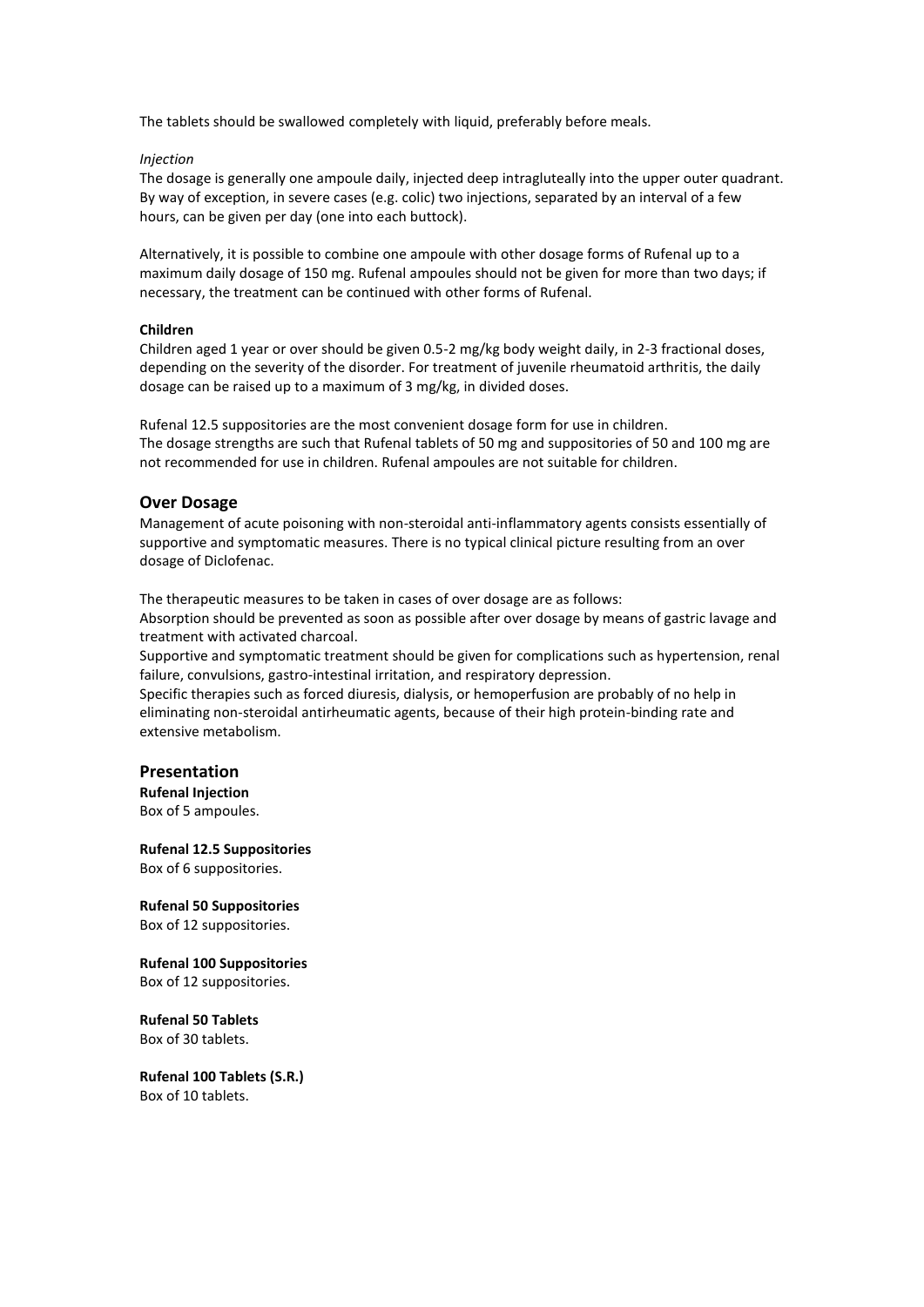The tablets should be swallowed completely with liquid, preferably before meals.

*Injection*

The dosage is generally one ampoule daily, injected deep intragluteally into the upper outer quadrant. By way of exception, in severe cases (e.g. colic) two injections, separated by an interval of a few hours, can be given per day (one into each buttock).

Alternatively, it is possible to combine one ampoule with other dosage forms of Rufenal up to a maximum daily dosage of 150 mg. Rufenal ampoules should not be given for more than two days; if necessary, the treatment can be continued with other forms of Rufenal.

**Children**

Children aged 1 year or over should be given 0.5-2 mg/kg body weight daily, in 2-3 fractional doses, depending on the severity of the disorder. For treatment of juvenile rheumatoid arthritis, the daily dosage can be raised up to a maximum of 3 mg/kg, in divided doses.

Rufenal 12.5 suppositories are the most convenient dosage form for use in children.
The dosage strengths are such that Rufenal tablets of 50 mg and suppositories of 50 and 100 mg are not recommended for use in children. Rufenal ampoules are not suitable for children.

## Over Dosage

Management of acute poisoning with non-steroidal anti-inflammatory agents consists essentially of supportive and symptomatic measures. There is no typical clinical picture resulting from an over dosage of Diclofenac.

The therapeutic measures to be taken in cases of over dosage are as follows:
Absorption should be prevented as soon as possible after over dosage by means of gastric lavage and treatment with activated charcoal.
Supportive and symptomatic treatment should be given for complications such as hypertension, renal failure, convulsions, gastro-intestinal irritation, and respiratory depression.
Specific therapies such as forced diuresis, dialysis, or hemoperfusion are probably of no help in eliminating non-steroidal antirheumatic agents, because of their high protein-binding rate and extensive metabolism.

## Presentation

**Rufenal Injection**
Box of 5 ampoules.

**Rufenal 12.5 Suppositories**
Box of 6 suppositories.

**Rufenal 50 Suppositories**
Box of 12 suppositories.

**Rufenal 100 Suppositories**
Box of 12 suppositories.

**Rufenal 50 Tablets**
Box of 30 tablets.

**Rufenal 100 Tablets (S.R.)**
Box of 10 tablets.